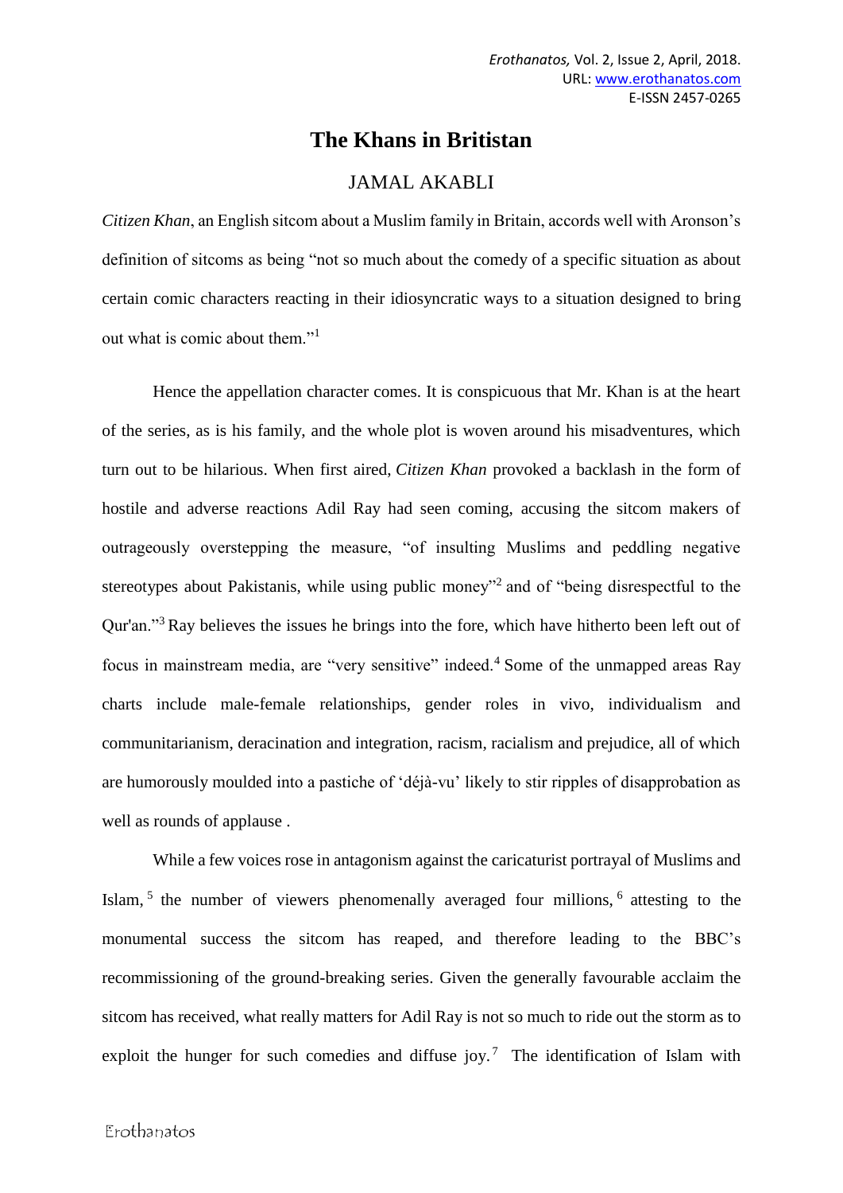# The Khans in Britistan

## JAMAL AKABLI

*Citizen Khan*, an English sitcom about a Muslim family in Britain, accords well with Aronson's definition of sitcoms as being "not so much about the comedy of a specific situation as about certain comic characters reacting in their idiosyncratic ways to a situation designed to bring out what is comic about them."[1]

Hence the appellation character comes. It is conspicuous that Mr. Khan is at the heart of the series, as is his family, and the whole plot is woven around his misadventures, which turn out to be hilarious. When first aired, *Citizen Khan* provoked a backlash in the form of hostile and adverse reactions Adil Ray had seen coming, accusing the sitcom makers of outrageously overstepping the measure, "of insulting Muslims and peddling negative stereotypes about Pakistanis, while using public money"[2] and of "being disrespectful to the Qur'an."[3] Ray believes the issues he brings into the fore, which have hitherto been left out of focus in mainstream media, are "very sensitive" indeed.[4] Some of the unmapped areas Ray charts include male-female relationships, gender roles in vivo, individualism and communitarianism, deracination and integration, racism, racialism and prejudice, all of which are humorously moulded into a pastiche of 'déjà-vu' likely to stir ripples of disapprobation as well as rounds of applause .

While a few voices rose in antagonism against the caricaturist portrayal of Muslims and Islam,[5] the number of viewers phenomenally averaged four millions,[6] attesting to the monumental success the sitcom has reaped, and therefore leading to the BBC's recommissioning of the ground-breaking series. Given the generally favourable acclaim the sitcom has received, what really matters for Adil Ray is not so much to ride out the storm as to exploit the hunger for such comedies and diffuse joy.[7] The identification of Islam with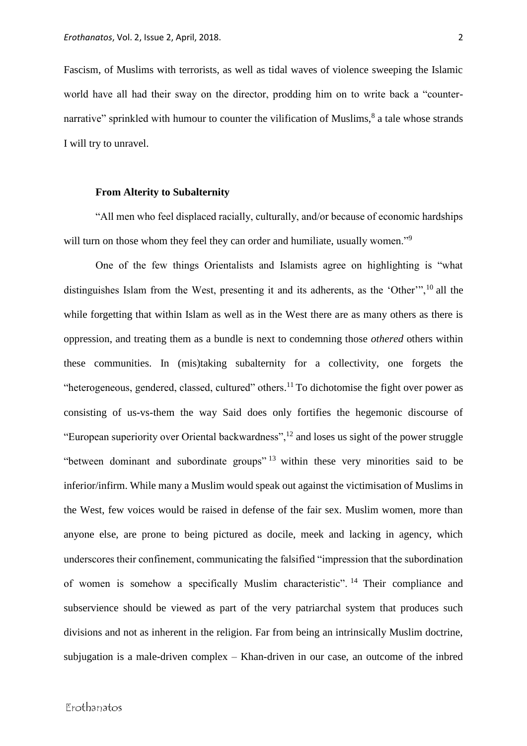Fascism, of Muslims with terrorists, as well as tidal waves of violence sweeping the Islamic world have all had their sway on the director, prodding him on to write back a "counter-narrative" sprinkled with humour to counter the vilification of Muslims,[8] a tale whose strands I will try to unravel.

## From Alterity to Subalternity

"All men who feel displaced racially, culturally, and/or because of economic hardships will turn on those whom they feel they can order and humiliate, usually women."[9]

One of the few things Orientalists and Islamists agree on highlighting is "what distinguishes Islam from the West, presenting it and its adherents, as the 'Other'",[10] all the while forgetting that within Islam as well as in the West there are as many others as there is oppression, and treating them as a bundle is next to condemning those *othered* others within these communities. In (mis)taking subalternity for a collectivity, one forgets the "heterogeneous, gendered, classed, cultured" others.[11] To dichotomise the fight over power as consisting of us-vs-them the way Said does only fortifies the hegemonic discourse of "European superiority over Oriental backwardness",[12] and loses us sight of the power struggle "between dominant and subordinate groups"[13] within these very minorities said to be inferior/infirm. While many a Muslim would speak out against the victimisation of Muslims in the West, few voices would be raised in defense of the fair sex. Muslim women, more than anyone else, are prone to being pictured as docile, meek and lacking in agency, which underscores their confinement, communicating the falsified "impression that the subordination of women is somehow a specifically Muslim characteristic".[14] Their compliance and subservience should be viewed as part of the very patriarchal system that produces such divisions and not as inherent in the religion. Far from being an intrinsically Muslim doctrine, subjugation is a male-driven complex – Khan-driven in our case, an outcome of the inbred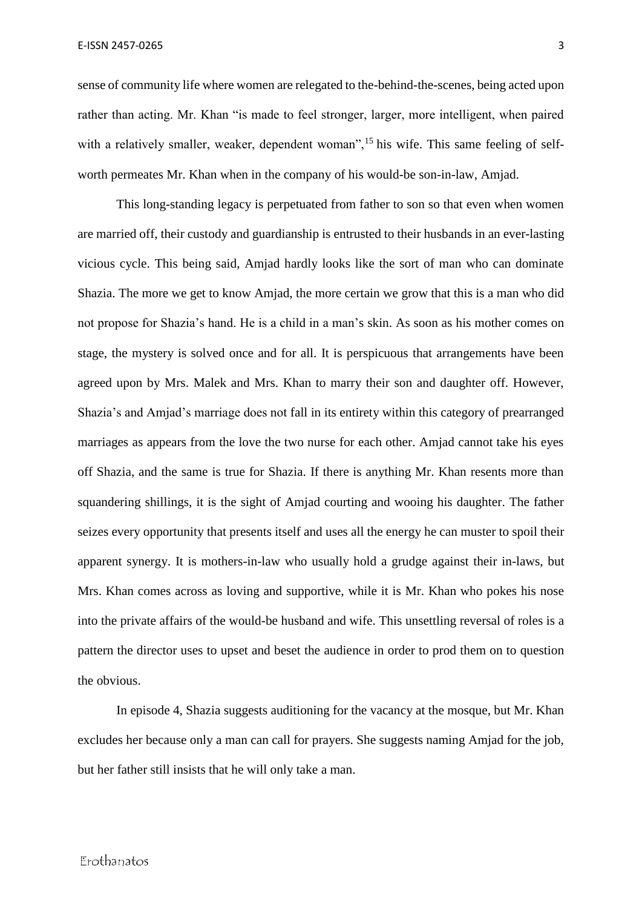sense of community life where women are relegated to the-behind-the-scenes, being acted upon rather than acting. Mr. Khan "is made to feel stronger, larger, more intelligent, when paired with a relatively smaller, weaker, dependent woman",[15] his wife. This same feeling of self-worth permeates Mr. Khan when in the company of his would-be son-in-law, Amjad.

This long-standing legacy is perpetuated from father to son so that even when women are married off, their custody and guardianship is entrusted to their husbands in an ever-lasting vicious cycle. This being said, Amjad hardly looks like the sort of man who can dominate Shazia. The more we get to know Amjad, the more certain we grow that this is a man who did not propose for Shazia's hand. He is a child in a man's skin. As soon as his mother comes on stage, the mystery is solved once and for all. It is perspicuous that arrangements have been agreed upon by Mrs. Malek and Mrs. Khan to marry their son and daughter off. However, Shazia's and Amjad's marriage does not fall in its entirety within this category of prearranged marriages as appears from the love the two nurse for each other. Amjad cannot take his eyes off Shazia, and the same is true for Shazia. If there is anything Mr. Khan resents more than squandering shillings, it is the sight of Amjad courting and wooing his daughter. The father seizes every opportunity that presents itself and uses all the energy he can muster to spoil their apparent synergy. It is mothers-in-law who usually hold a grudge against their in-laws, but Mrs. Khan comes across as loving and supportive, while it is Mr. Khan who pokes his nose into the private affairs of the would-be husband and wife. This unsettling reversal of roles is a pattern the director uses to upset and beset the audience in order to prod them on to question the obvious.

In episode 4, Shazia suggests auditioning for the vacancy at the mosque, but Mr. Khan excludes her because only a man can call for prayers. She suggests naming Amjad for the job, but her father still insists that he will only take a man.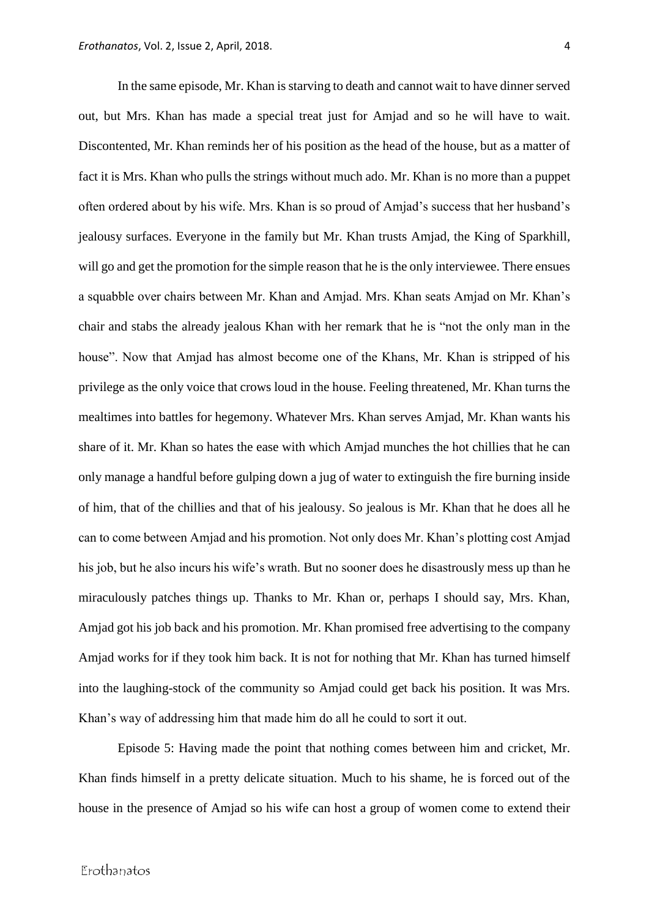In the same episode, Mr. Khan is starving to death and cannot wait to have dinner served out, but Mrs. Khan has made a special treat just for Amjad and so he will have to wait. Discontented, Mr. Khan reminds her of his position as the head of the house, but as a matter of fact it is Mrs. Khan who pulls the strings without much ado. Mr. Khan is no more than a puppet often ordered about by his wife. Mrs. Khan is so proud of Amjad's success that her husband's jealousy surfaces. Everyone in the family but Mr. Khan trusts Amjad, the King of Sparkhill, will go and get the promotion for the simple reason that he is the only interviewee. There ensues a squabble over chairs between Mr. Khan and Amjad. Mrs. Khan seats Amjad on Mr. Khan's chair and stabs the already jealous Khan with her remark that he is "not the only man in the house". Now that Amjad has almost become one of the Khans, Mr. Khan is stripped of his privilege as the only voice that crows loud in the house. Feeling threatened, Mr. Khan turns the mealtimes into battles for hegemony. Whatever Mrs. Khan serves Amjad, Mr. Khan wants his share of it. Mr. Khan so hates the ease with which Amjad munches the hot chillies that he can only manage a handful before gulping down a jug of water to extinguish the fire burning inside of him, that of the chillies and that of his jealousy. So jealous is Mr. Khan that he does all he can to come between Amjad and his promotion. Not only does Mr. Khan's plotting cost Amjad his job, but he also incurs his wife's wrath. But no sooner does he disastrously mess up than he miraculously patches things up. Thanks to Mr. Khan or, perhaps I should say, Mrs. Khan, Amjad got his job back and his promotion. Mr. Khan promised free advertising to the company Amjad works for if they took him back. It is not for nothing that Mr. Khan has turned himself into the laughing-stock of the community so Amjad could get back his position. It was Mrs. Khan's way of addressing him that made him do all he could to sort it out.

Episode 5: Having made the point that nothing comes between him and cricket, Mr. Khan finds himself in a pretty delicate situation. Much to his shame, he is forced out of the house in the presence of Amjad so his wife can host a group of women come to extend their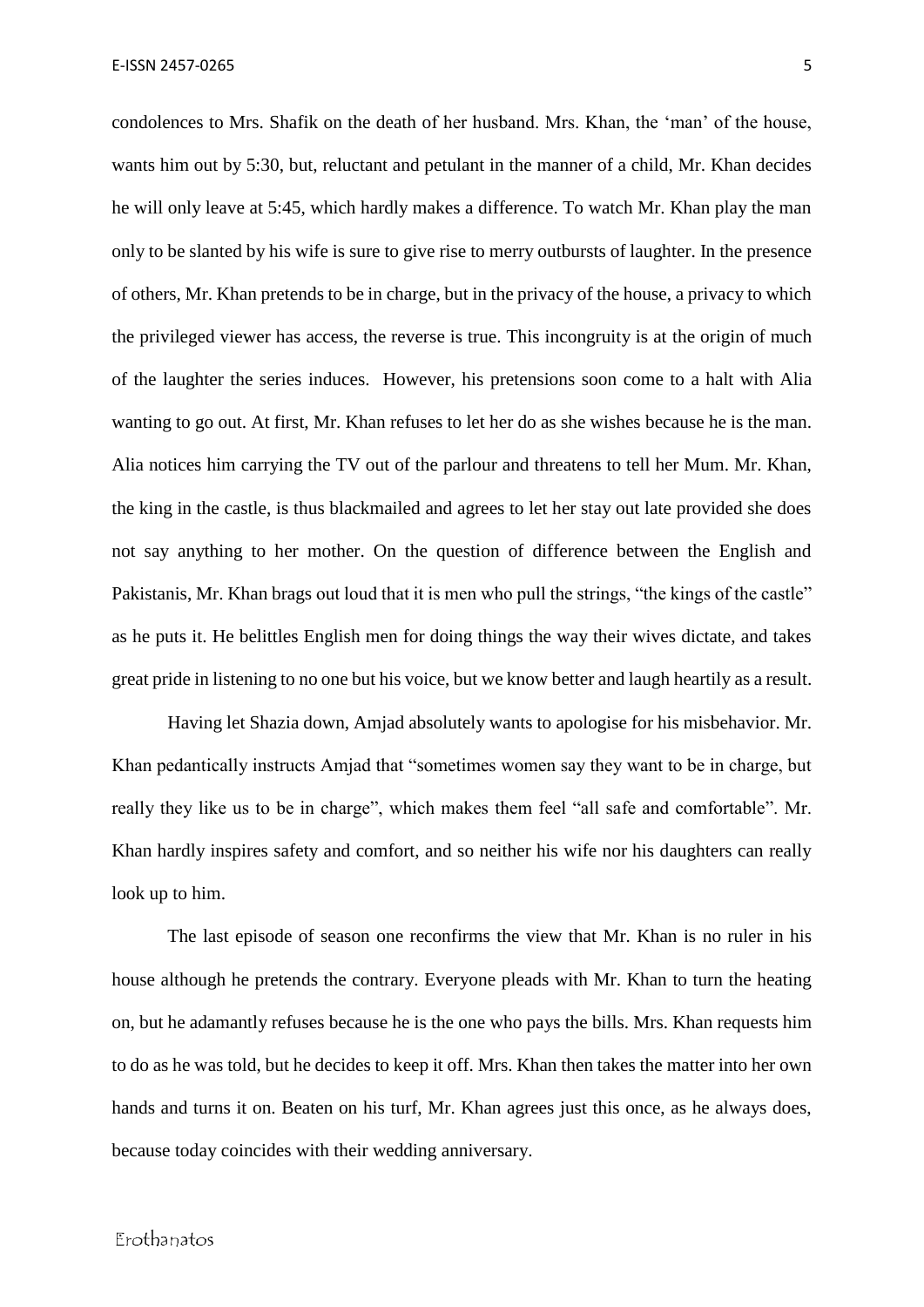condolences to Mrs. Shafik on the death of her husband. Mrs. Khan, the 'man' of the house, wants him out by 5:30, but, reluctant and petulant in the manner of a child, Mr. Khan decides he will only leave at 5:45, which hardly makes a difference. To watch Mr. Khan play the man only to be slanted by his wife is sure to give rise to merry outbursts of laughter. In the presence of others, Mr. Khan pretends to be in charge, but in the privacy of the house, a privacy to which the privileged viewer has access, the reverse is true. This incongruity is at the origin of much of the laughter the series induces. However, his pretensions soon come to a halt with Alia wanting to go out. At first, Mr. Khan refuses to let her do as she wishes because he is the man. Alia notices him carrying the TV out of the parlour and threatens to tell her Mum. Mr. Khan, the king in the castle, is thus blackmailed and agrees to let her stay out late provided she does not say anything to her mother. On the question of difference between the English and Pakistanis, Mr. Khan brags out loud that it is men who pull the strings, "the kings of the castle" as he puts it. He belittles English men for doing things the way their wives dictate, and takes great pride in listening to no one but his voice, but we know better and laugh heartily as a result.

Having let Shazia down, Amjad absolutely wants to apologise for his misbehavior. Mr. Khan pedantically instructs Amjad that "sometimes women say they want to be in charge, but really they like us to be in charge", which makes them feel "all safe and comfortable". Mr. Khan hardly inspires safety and comfort, and so neither his wife nor his daughters can really look up to him.

The last episode of season one reconfirms the view that Mr. Khan is no ruler in his house although he pretends the contrary. Everyone pleads with Mr. Khan to turn the heating on, but he adamantly refuses because he is the one who pays the bills. Mrs. Khan requests him to do as he was told, but he decides to keep it off. Mrs. Khan then takes the matter into her own hands and turns it on. Beaten on his turf, Mr. Khan agrees just this once, as he always does, because today coincides with their wedding anniversary.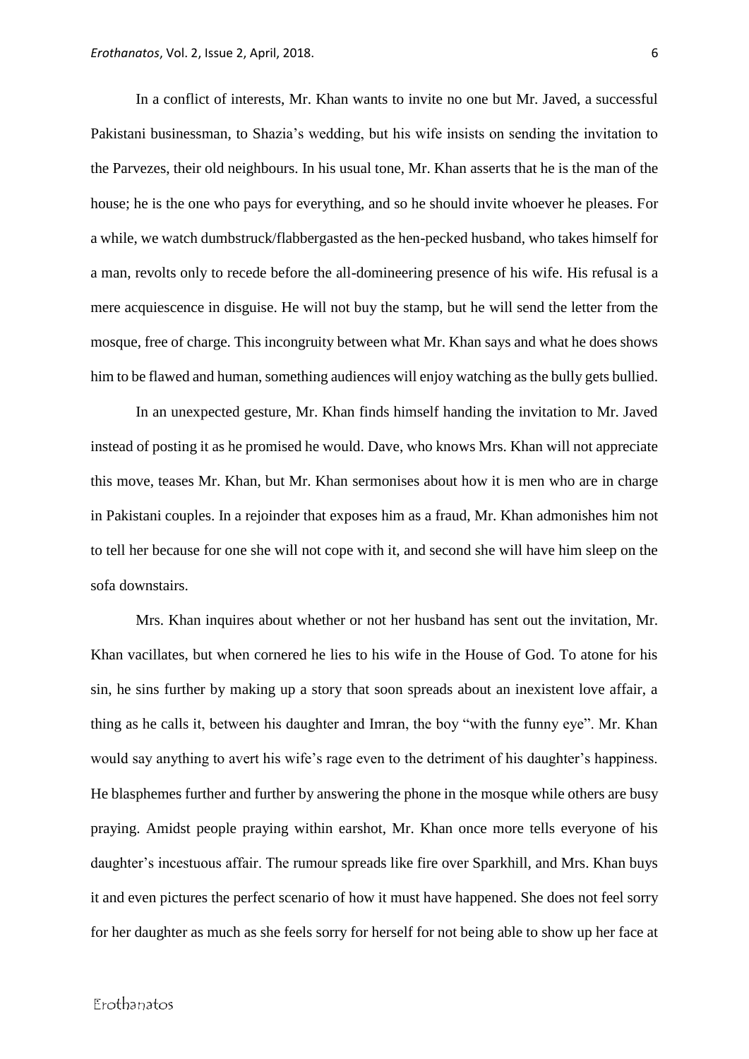In a conflict of interests, Mr. Khan wants to invite no one but Mr. Javed, a successful Pakistani businessman, to Shazia's wedding, but his wife insists on sending the invitation to the Parvezes, their old neighbours. In his usual tone, Mr. Khan asserts that he is the man of the house; he is the one who pays for everything, and so he should invite whoever he pleases. For a while, we watch dumbstruck/flabbergasted as the hen-pecked husband, who takes himself for a man, revolts only to recede before the all-domineering presence of his wife. His refusal is a mere acquiescence in disguise. He will not buy the stamp, but he will send the letter from the mosque, free of charge. This incongruity between what Mr. Khan says and what he does shows him to be flawed and human, something audiences will enjoy watching as the bully gets bullied.

In an unexpected gesture, Mr. Khan finds himself handing the invitation to Mr. Javed instead of posting it as he promised he would. Dave, who knows Mrs. Khan will not appreciate this move, teases Mr. Khan, but Mr. Khan sermonises about how it is men who are in charge in Pakistani couples. In a rejoinder that exposes him as a fraud, Mr. Khan admonishes him not to tell her because for one she will not cope with it, and second she will have him sleep on the sofa downstairs.

Mrs. Khan inquires about whether or not her husband has sent out the invitation, Mr. Khan vacillates, but when cornered he lies to his wife in the House of God. To atone for his sin, he sins further by making up a story that soon spreads about an inexistent love affair, a thing as he calls it, between his daughter and Imran, the boy "with the funny eye". Mr. Khan would say anything to avert his wife's rage even to the detriment of his daughter's happiness. He blasphemes further and further by answering the phone in the mosque while others are busy praying. Amidst people praying within earshot, Mr. Khan once more tells everyone of his daughter's incestuous affair. The rumour spreads like fire over Sparkhill, and Mrs. Khan buys it and even pictures the perfect scenario of how it must have happened. She does not feel sorry for her daughter as much as she feels sorry for herself for not being able to show up her face at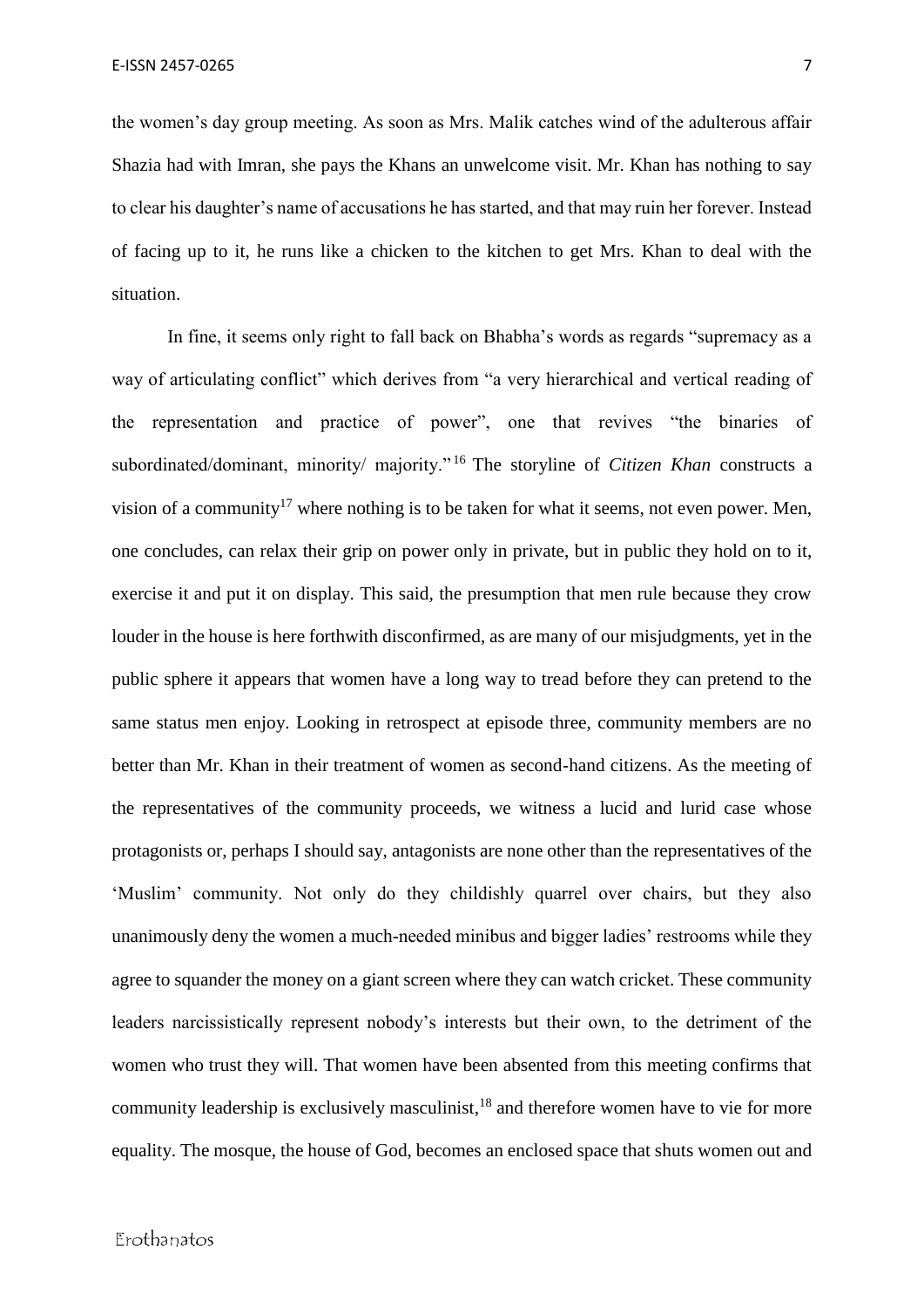the women's day group meeting. As soon as Mrs. Malik catches wind of the adulterous affair Shazia had with Imran, she pays the Khans an unwelcome visit. Mr. Khan has nothing to say to clear his daughter's name of accusations he has started, and that may ruin her forever. Instead of facing up to it, he runs like a chicken to the kitchen to get Mrs. Khan to deal with the situation.

In fine, it seems only right to fall back on Bhabha's words as regards "supremacy as a way of articulating conflict" which derives from "a very hierarchical and vertical reading of the representation and practice of power", one that revives "the binaries of subordinated/dominant, minority/ majority."[16] The storyline of *Citizen Khan* constructs a vision of a community[17] where nothing is to be taken for what it seems, not even power. Men, one concludes, can relax their grip on power only in private, but in public they hold on to it, exercise it and put it on display. This said, the presumption that men rule because they crow louder in the house is here forthwith disconfirmed, as are many of our misjudgments, yet in the public sphere it appears that women have a long way to tread before they can pretend to the same status men enjoy. Looking in retrospect at episode three, community members are no better than Mr. Khan in their treatment of women as second-hand citizens. As the meeting of the representatives of the community proceeds, we witness a lucid and lurid case whose protagonists or, perhaps I should say, antagonists are none other than the representatives of the 'Muslim' community. Not only do they childishly quarrel over chairs, but they also unanimously deny the women a much-needed minibus and bigger ladies' restrooms while they agree to squander the money on a giant screen where they can watch cricket. These community leaders narcissistically represent nobody's interests but their own, to the detriment of the women who trust they will. That women have been absented from this meeting confirms that community leadership is exclusively masculinist,[18] and therefore women have to vie for more equality. The mosque, the house of God, becomes an enclosed space that shuts women out and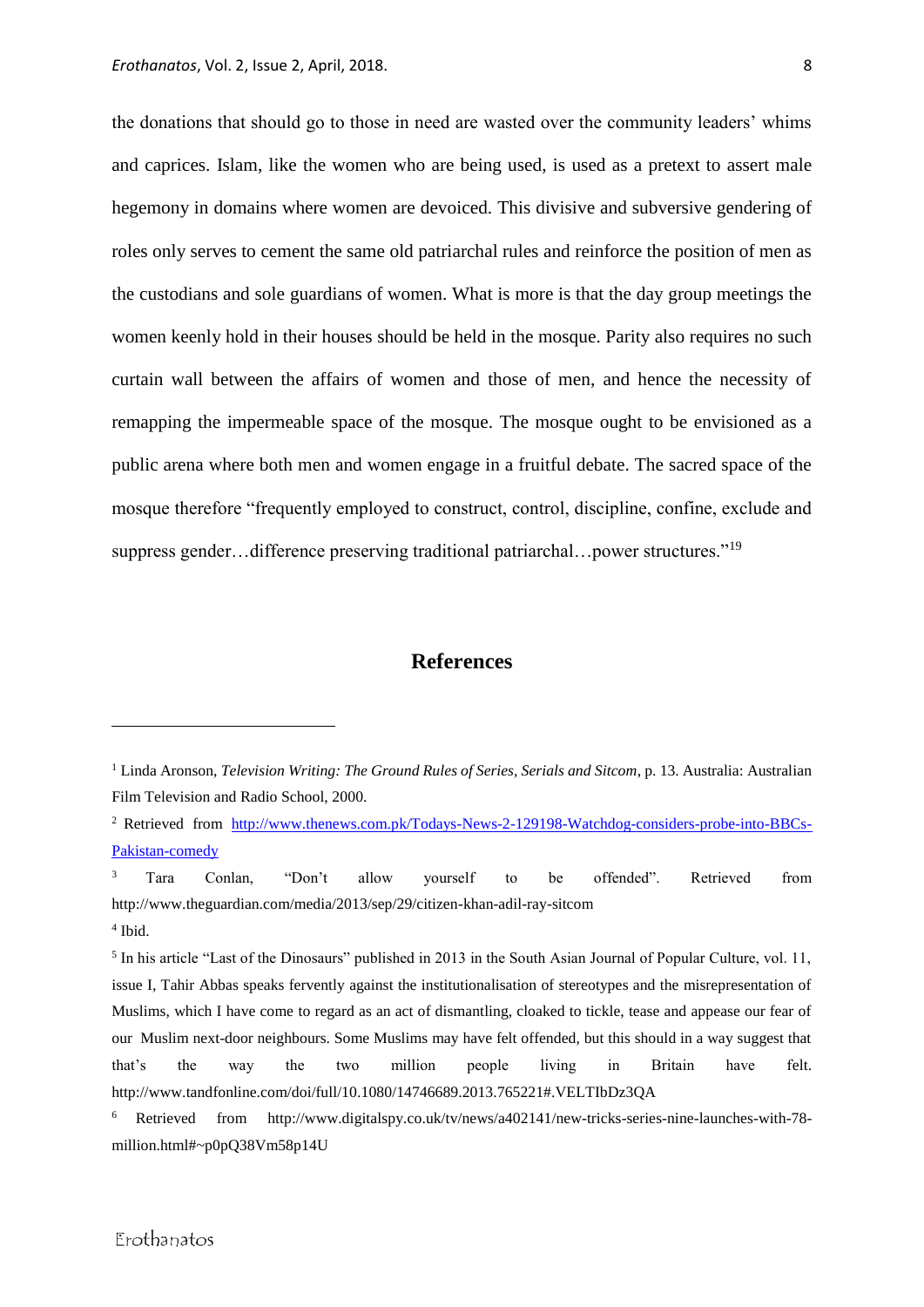the donations that should go to those in need are wasted over the community leaders' whims and caprices. Islam, like the women who are being used, is used as a pretext to assert male hegemony in domains where women are devoiced. This divisive and subversive gendering of roles only serves to cement the same old patriarchal rules and reinforce the position of men as the custodians and sole guardians of women. What is more is that the day group meetings the women keenly hold in their houses should be held in the mosque. Parity also requires no such curtain wall between the affairs of women and those of men, and hence the necessity of remapping the impermeable space of the mosque. The mosque ought to be envisioned as a public arena where both men and women engage in a fruitful debate. The sacred space of the mosque therefore "frequently employed to construct, control, discipline, confine, exclude and suppress gender…difference preserving traditional patriarchal…power structures."[19]

## References

---

[1] Linda Aronson, *Television Writing: The Ground Rules of Series, Serials and Sitcom*, p. 13. Australia: Australian Film Television and Radio School, 2000.

[2] Retrieved from http://www.thenews.com.pk/Todays-News-2-129198-Watchdog-considers-probe-into-BBCs-Pakistan-comedy

[3] Tara Conlan, "Don't allow yourself to be offended". Retrieved from http://www.theguardian.com/media/2013/sep/29/citizen-khan-adil-ray-sitcom

[4] Ibid.

[5] In his article "Last of the Dinosaurs" published in 2013 in the South Asian Journal of Popular Culture, vol. 11, issue I, Tahir Abbas speaks fervently against the institutionalisation of stereotypes and the misrepresentation of Muslims, which I have come to regard as an act of dismantling, cloaked to tickle, tease and appease our fear of our Muslim next-door neighbours. Some Muslims may have felt offended, but this should in a way suggest that that's the way the two million people living in Britain have felt. http://www.tandfonline.com/doi/full/10.1080/14746689.2013.765221#.VELTIbDz3QA

[6] Retrieved from http://www.digitalspy.co.uk/tv/news/a402141/new-tricks-series-nine-launches-with-78-million.html#~p0pQ38Vm58p14U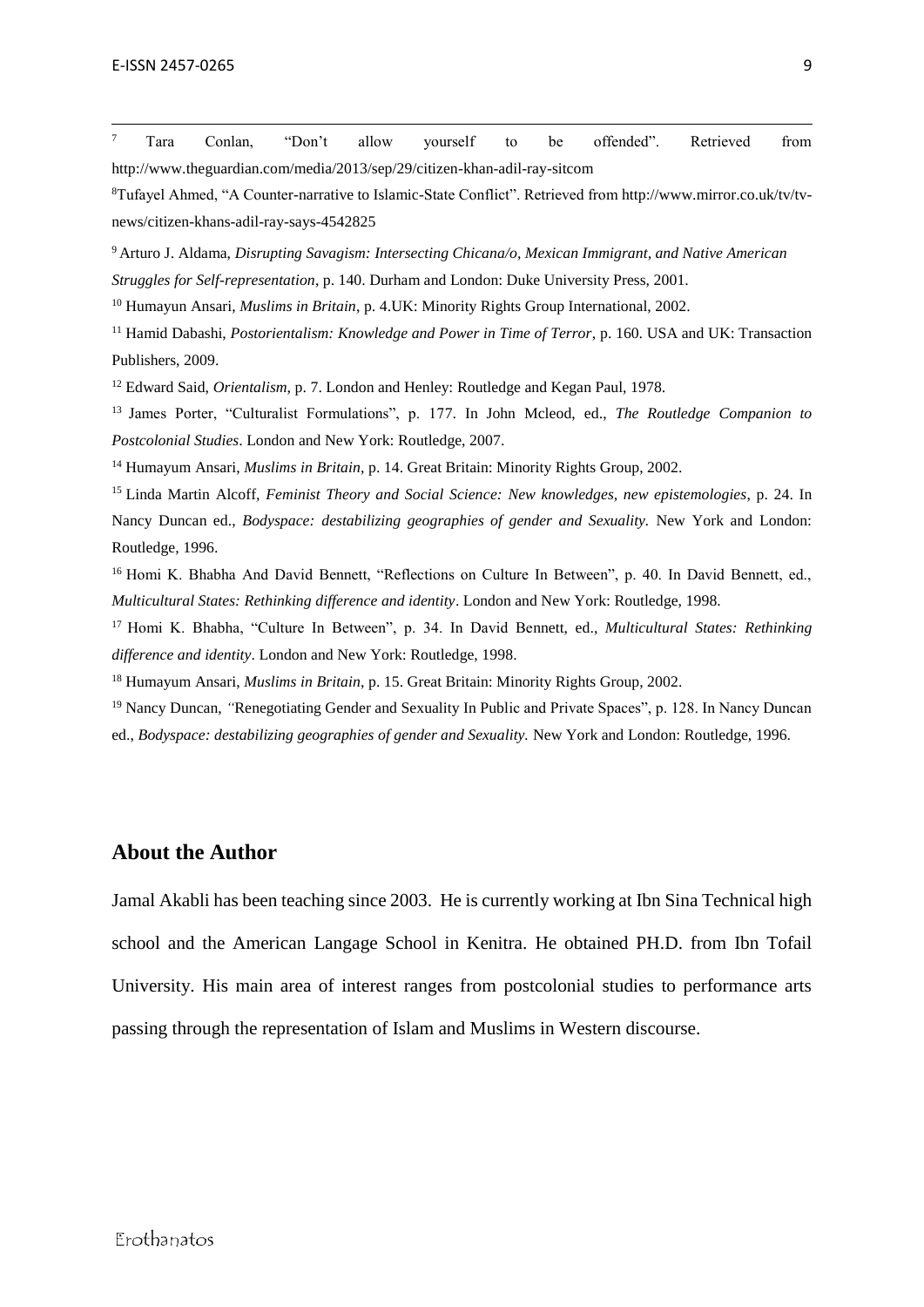[7] Tara Conlan, "Don't allow yourself to be offended". Retrieved from http://www.theguardian.com/media/2013/sep/29/citizen-khan-adil-ray-sitcom

[8]Tufayel Ahmed, "A Counter-narrative to Islamic-State Conflict". Retrieved from http://www.mirror.co.uk/tv/tv-news/citizen-khans-adil-ray-says-4542825

[9] Arturo J. Aldama, *Disrupting Savagism: Intersecting Chicana/o, Mexican Immigrant, and Native American Struggles for Self-representation*, p. 140. Durham and London: Duke University Press, 2001.

[10] Humayun Ansari, *Muslims in Britain*, p. 4.UK: Minority Rights Group International, 2002.

[11] Hamid Dabashi, *Postorientalism: Knowledge and Power in Time of Terror*, p. 160. USA and UK: Transaction Publishers, 2009.

[12] Edward Said, *Orientalism*, p. 7. London and Henley: Routledge and Kegan Paul, 1978.

[13] James Porter, "Culturalist Formulations", p. 177. In John Mcleod, ed., *The Routledge Companion to Postcolonial Studies*. London and New York: Routledge, 2007.

[14] Humayum Ansari, *Muslims in Britain*, p. 14. Great Britain: Minority Rights Group, 2002.

[15] Linda Martin Alcoff, *Feminist Theory and Social Science: New knowledges, new epistemologies*, p. 24. In Nancy Duncan ed., *Bodyspace: destabilizing geographies of gender and Sexuality*. New York and London: Routledge, 1996.

[16] Homi K. Bhabha And David Bennett, "Reflections on Culture In Between", p. 40. In David Bennett, ed., *Multicultural States: Rethinking difference and identity*. London and New York: Routledge, 1998.

[17] Homi K. Bhabha, "Culture In Between", p. 34. In David Bennett, ed., *Multicultural States: Rethinking difference and identity*. London and New York: Routledge, 1998.

[18] Humayum Ansari, *Muslims in Britain*, p. 15. Great Britain: Minority Rights Group, 2002.

[19] Nancy Duncan, "Renegotiating Gender and Sexuality In Public and Private Spaces", p. 128. In Nancy Duncan ed., *Bodyspace: destabilizing geographies of gender and Sexuality.* New York and London: Routledge, 1996.

## About the Author

Jamal Akabli has been teaching since 2003. He is currently working at Ibn Sina Technical high school and the American Langage School in Kenitra. He obtained PH.D. from Ibn Tofail University. His main area of interest ranges from postcolonial studies to performance arts passing through the representation of Islam and Muslims in Western discourse.